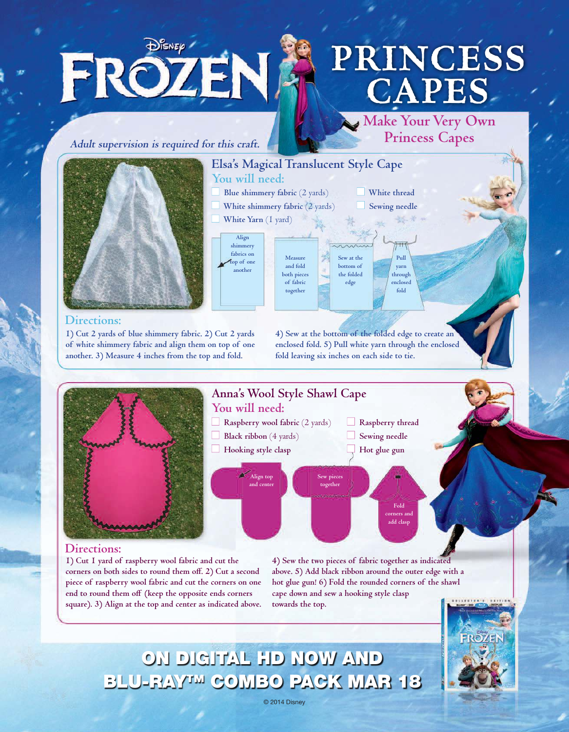# Disney FROZEN

# PRINCESS CAPES

## Make Your Very Own Princess Capes

*Adult supervision is required for this craft.*

## Elsa's Magical Translucent Style Cape

### You will need:

- Blue shimmery fabric (2 yards)
- White shimmery fabric (2 yards)
- White Yarn (1 yard)
- White thread
- Sewing needle

Align shimmery fabrics on top of one another

Measure and fold both pieces of fabric together

Sew at the bottom of the folded edge

Pull yarn through enclosed fold

### Directions:

1) Cut 2 yards of blue shimmery fabric. 2) Cut 2 yards of white shimmery fabric and align them on top of one another. 3) Measure 4 inches from the top and fold. 4) Sew at the bottom of the folded edge to create an enclosed fold. 5) Pull white yarn through the enclosed fold leaving six inches on each side to tie.

## Anna's Wool Style Shawl Cape

### You will need:

- Raspberry wool fabric (2 yards)
- Black ribbon (4 yards)
- Hooking style clasp
- Raspberry thread
- Sewing needle
- Hot glue gun

Align top and center

Sew pieces together

Fold corners and add clasp

### Directions:

1) Cut 1 yard of raspberry wool fabric and cut the corners on both sides to round them off. 2) Cut a second piece of raspberry wool fabric and cut the corners on one end to round them off (keep the opposite ends corners square). 3) Align at the top and center as indicated above. 4) Sew the two pieces of fabric together as indicated above. 5) Add black ribbon around the outer edge with a hot glue gun! 6) Fold the rounded corners of the shawl cape down and sew a hooking style clasp towards the top.

**ON DIGITAL HD NOW AND BLU-RAY™ COMBO PACK MAR 18**

© 2014 Disney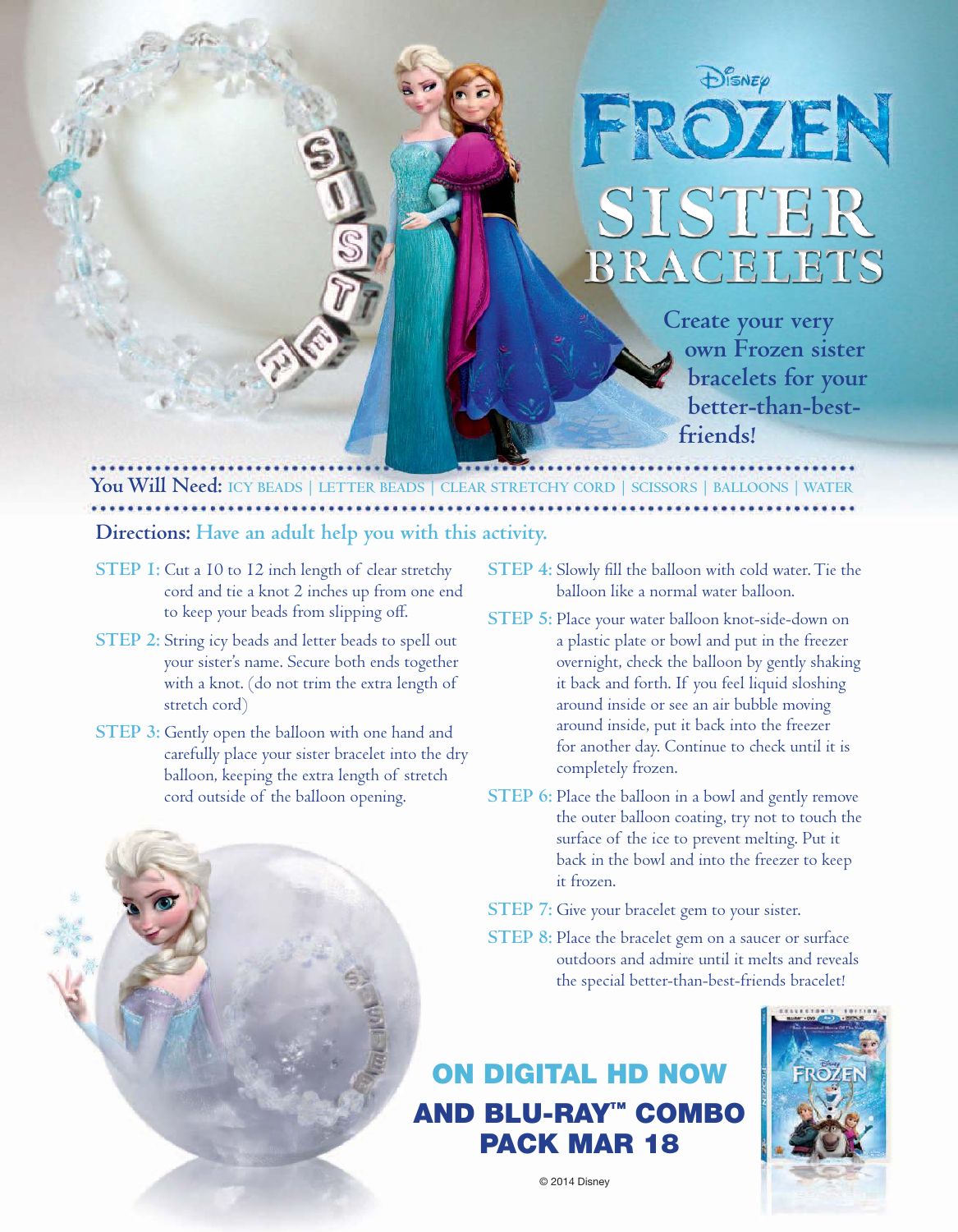Disney

# FROZEN SISTER BRACELETS

Create your very own Frozen sister bracelets for your better-than-best-friends!

**You Will Need:** ICY BEADS | LETTER BEADS | CLEAR STRETCHY CORD | SCISSORS | BALLOONS | WATER

**Directions:** Have an adult help you with this activity.

**STEP 1:** Cut a 10 to 12 inch length of clear stretchy cord and tie a knot 2 inches up from one end to keep your beads from slipping off.

**STEP 2:** String icy beads and letter beads to spell out your sister's name. Secure both ends together with a knot. (do not trim the extra length of stretch cord)

**STEP 3:** Gently open the balloon with one hand and carefully place your sister bracelet into the dry balloon, keeping the extra length of stretch cord outside of the balloon opening.

**STEP 4:** Slowly fill the balloon with cold water. Tie the balloon like a normal water balloon.

**STEP 5:** Place your water balloon knot-side-down on a plastic plate or bowl and put in the freezer overnight, check the balloon by gently shaking it back and forth. If you feel liquid sloshing around inside or see an air bubble moving around inside, put it back into the freezer for another day. Continue to check until it is completely frozen.

**STEP 6:** Place the balloon in a bowl and gently remove the outer balloon coating, try not to touch the surface of the ice to prevent melting. Put it back in the bowl and into the freezer to keep it frozen.

**STEP 7:** Give your bracelet gem to your sister.

**STEP 8:** Place the bracelet gem on a saucer or surface outdoors and admire until it melts and reveals the special better-than-best-friends bracelet!

**ON DIGITAL HD NOW AND BLU-RAY™ COMBO PACK MAR 18**

© 2014 Disney